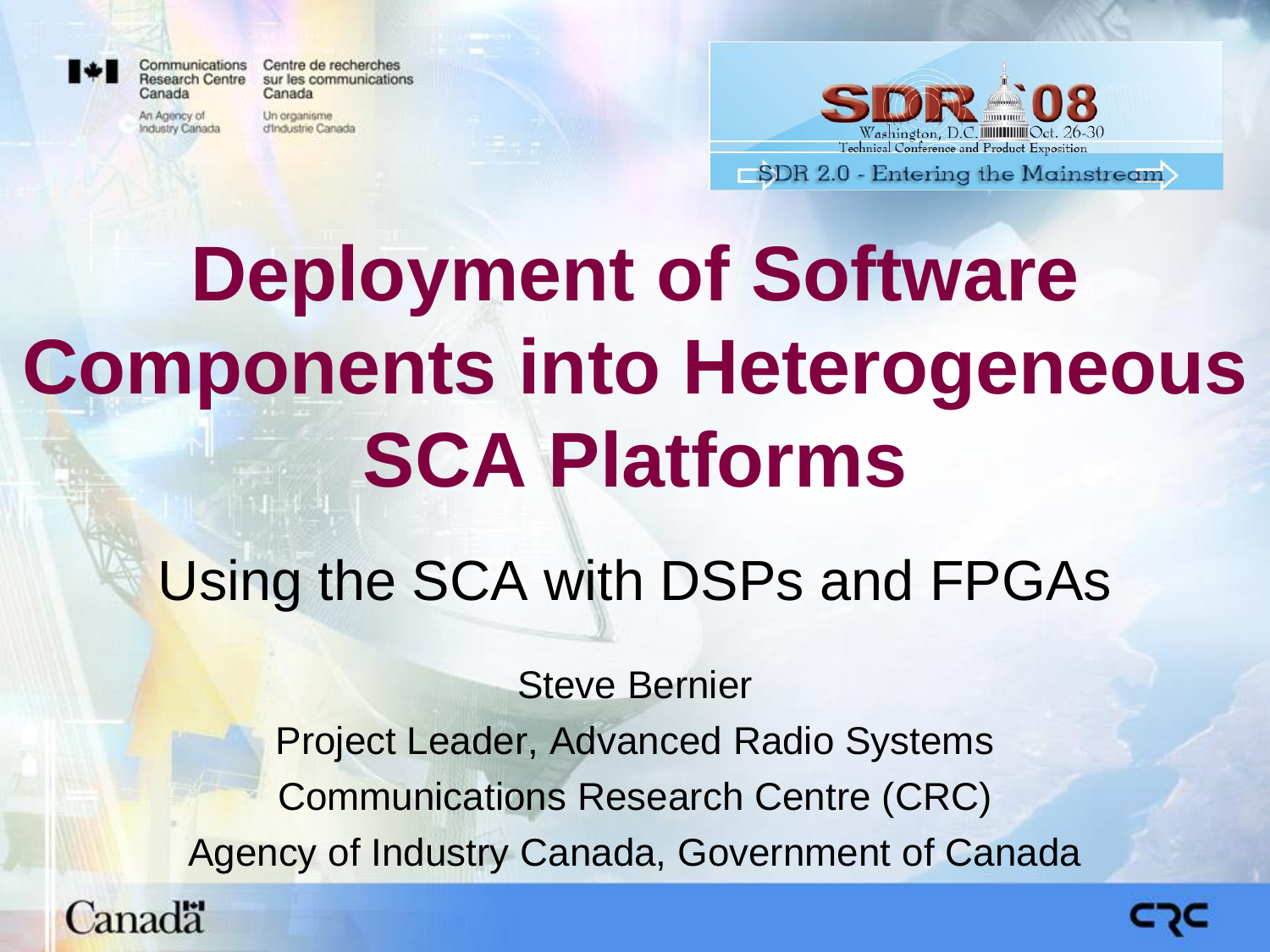Communications Research Centre Canada
An Agency of Industry Canada

Centre de recherches sur les communications Canada
Un organisme d'Industrie Canada

SDR '08
Washington, D.C. Oct. 26-30
Technical Conference and Product Exposition
SDR 2.0 - Entering the Mainstream

# Deployment of Software Components into Heterogeneous SCA Platforms

## Using the SCA with DSPs and FPGAs

Steve Bernier

Project Leader, Advanced Radio Systems

Communications Research Centre (CRC)

Agency of Industry Canada, Government of Canada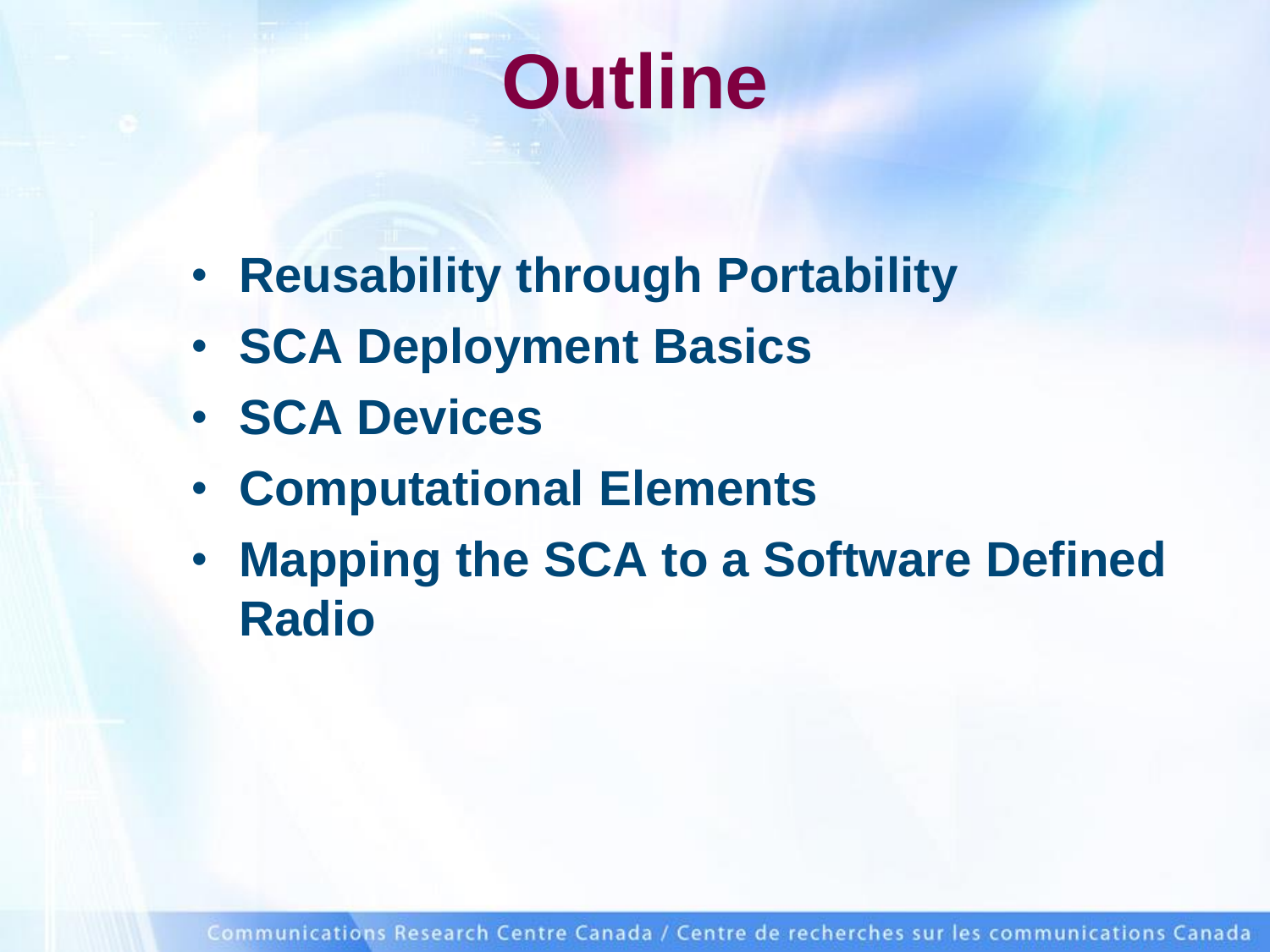# Outline

- **Reusability through Portability**
- **SCA Deployment Basics**
- **SCA Devices**
- **Computational Elements**
- **Mapping the SCA to a Software Defined Radio**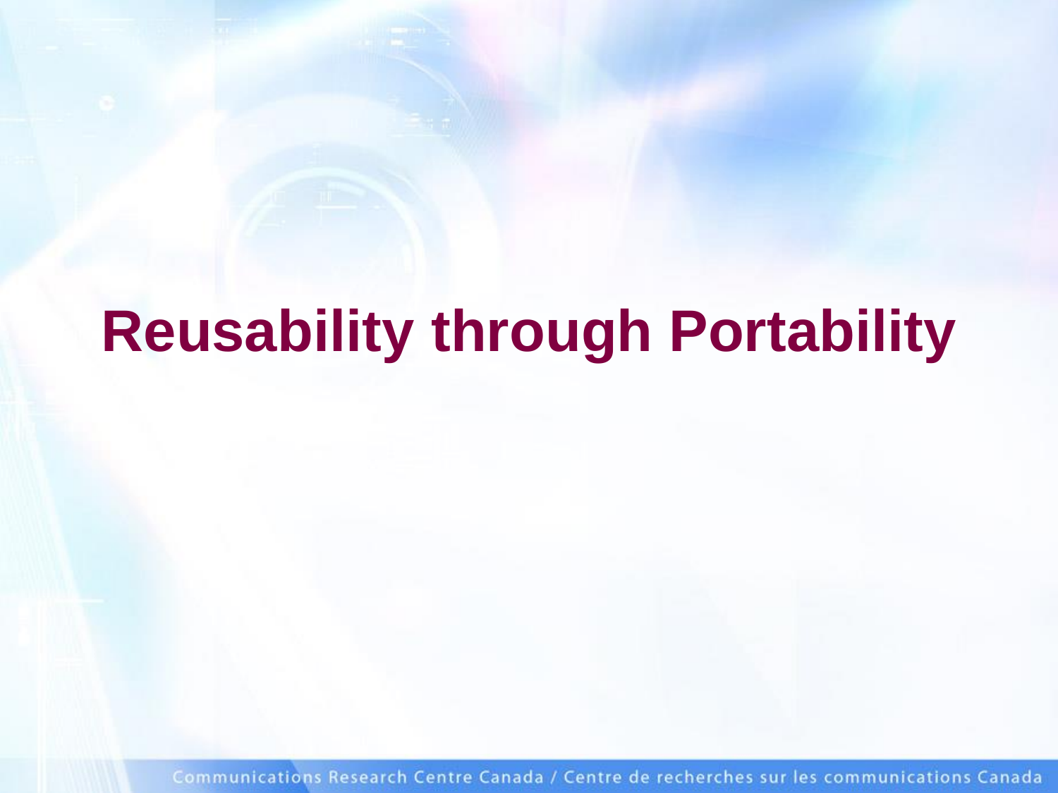# Reusability through Portability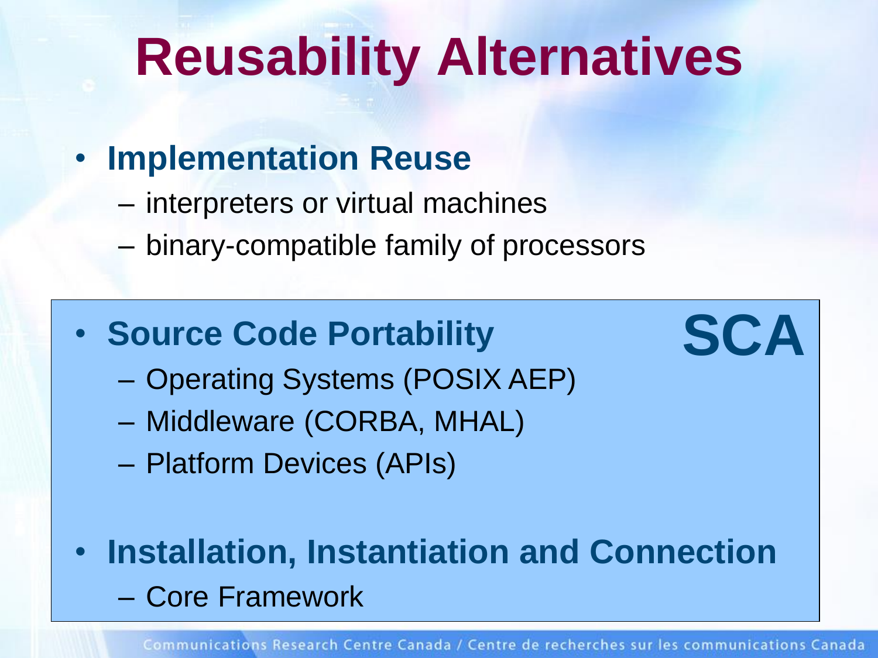# Reusability Alternatives

- **Implementation Reuse**
  - interpreters or virtual machines
  - binary-compatible family of processors

**SCA**

- **Source Code Portability**
  - Operating Systems (POSIX AEP)
  - Middleware (CORBA, MHAL)
  - Platform Devices (APIs)

- **Installation, Instantiation and Connection**
  - Core Framework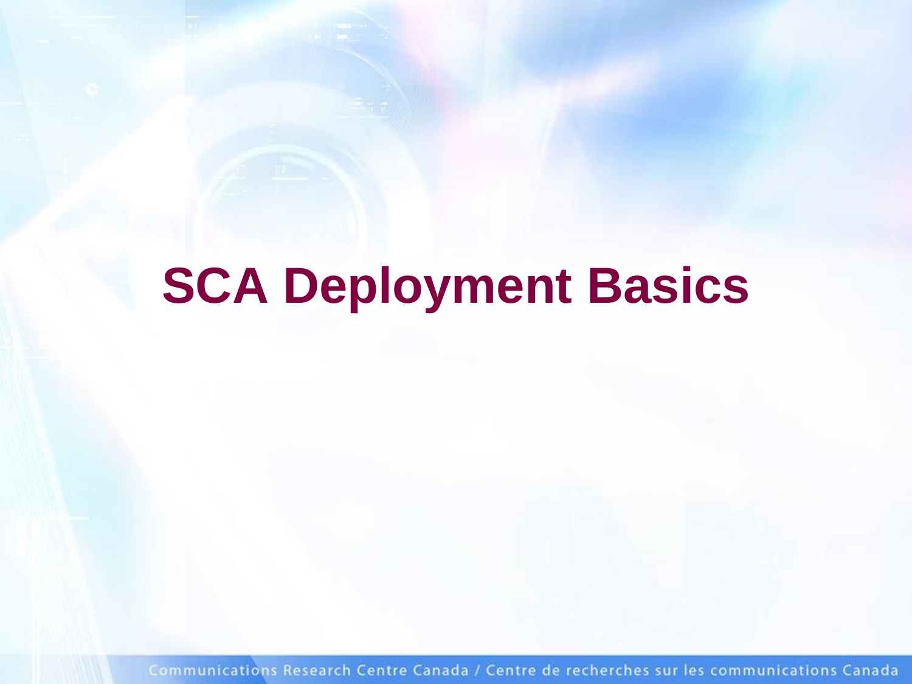# SCA Deployment Basics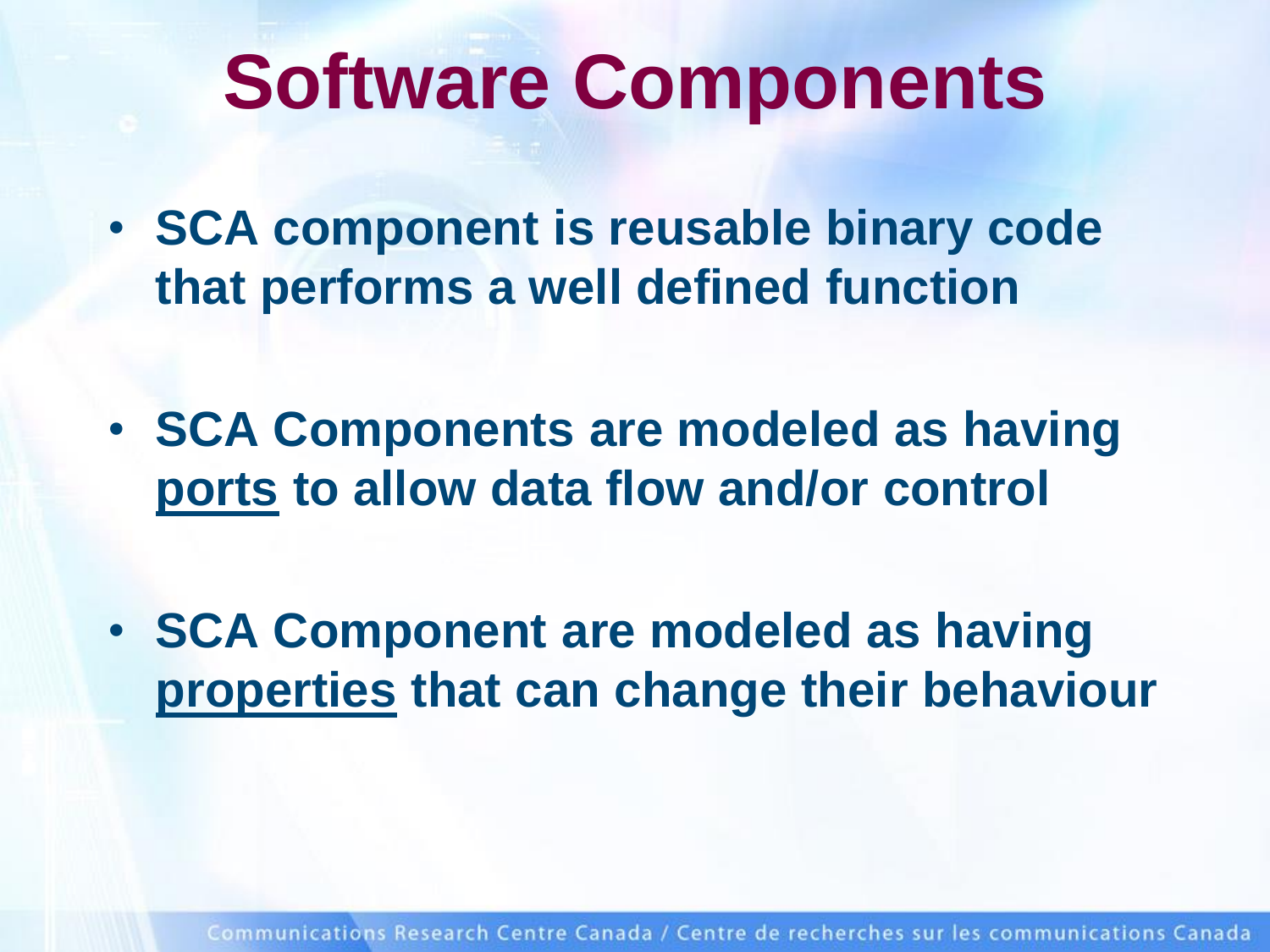# Software Components

- **SCA component is reusable binary code that performs a well defined function**
- **SCA Components are modeled as having <u>ports</u> to allow data flow and/or control**
- **SCA Component are modeled as having <u>properties</u> that can change their behaviour**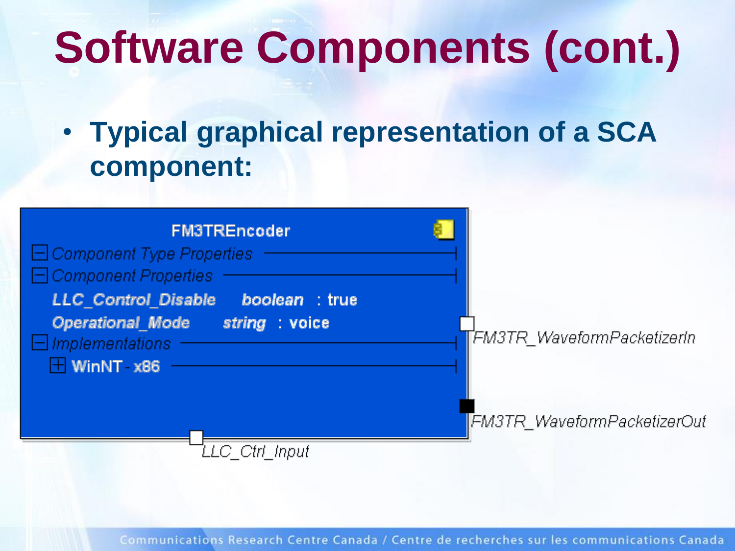# Software Components (cont.)

- **Typical graphical representation of a SCA component:**

FM3TREncoder

*Component Type Properties*

*Component Properties*

***LLC_Control_Disable*** ***boolean*** **: true**

***Operational_Mode*** ***string*** **: voice**

*Implementations*

**WinNT - x86**

*FM3TR_WaveformPacketizerIn*

*FM3TR_WaveformPacketizerOut*

*LLC_Ctrl_Input*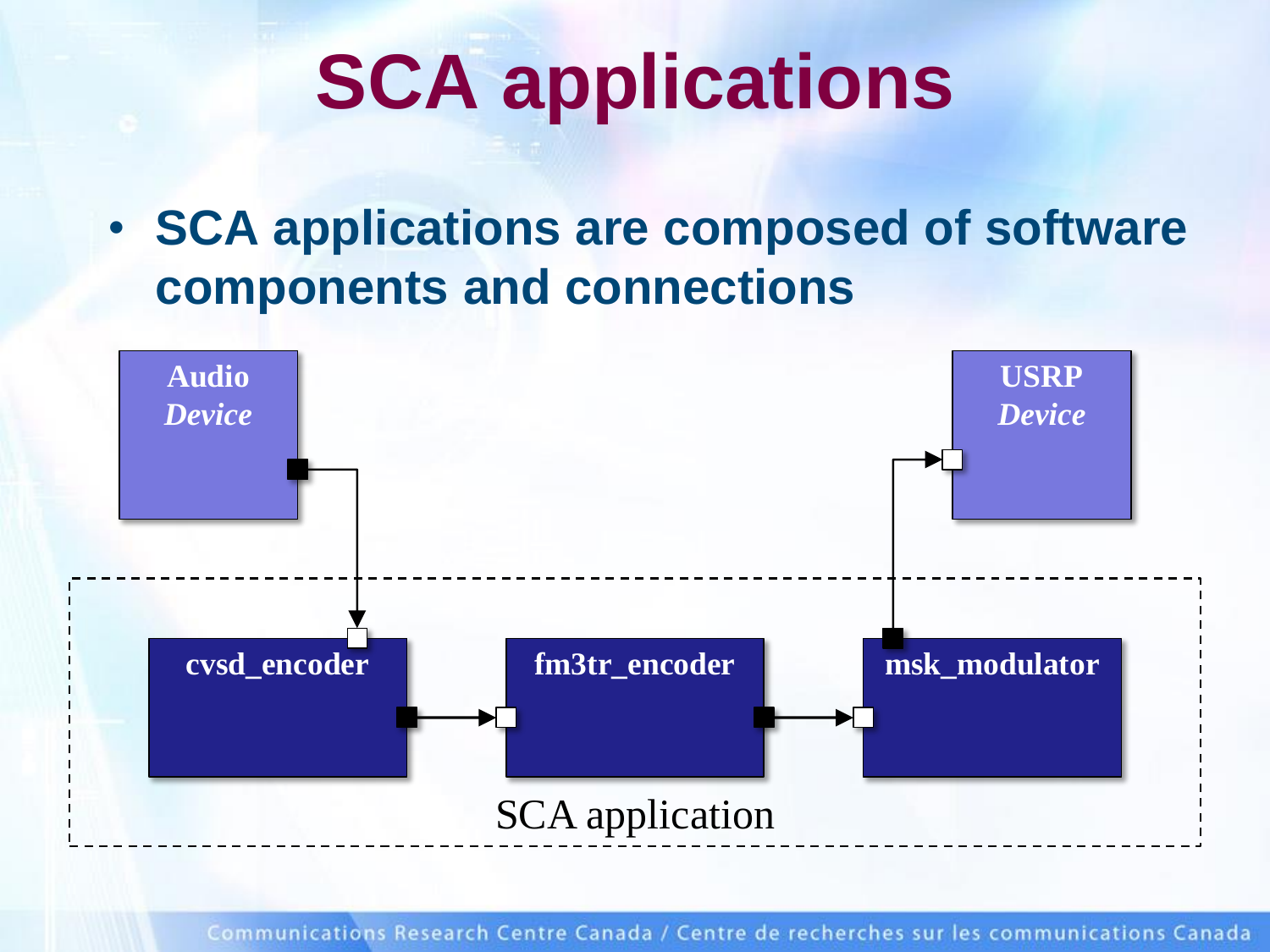# SCA applications

- **SCA applications are composed of software components and connections**

Audio *Device*

USRP *Device*

cvsd_encoder

fm3tr_encoder

msk_modulator

SCA application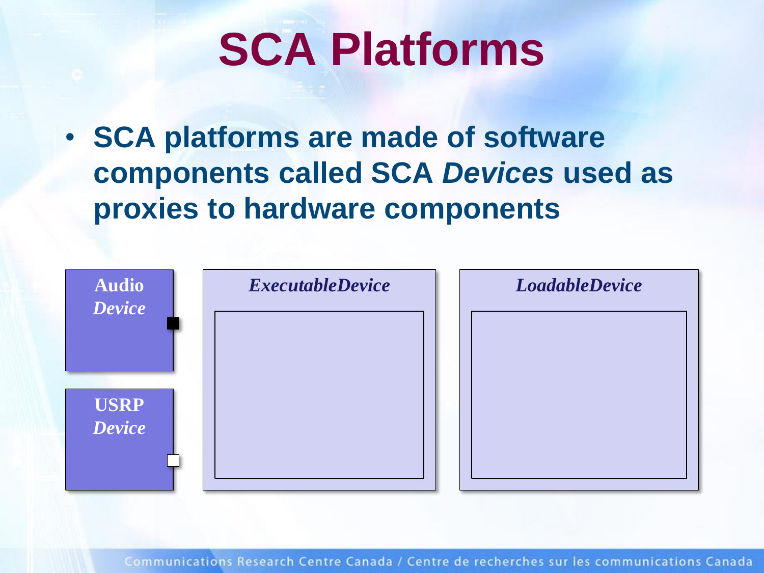# SCA Platforms

- **SCA platforms are made of software components called SCA *Devices* used as proxies to hardware components**

**Audio** ***Device***

**USRP** ***Device***

***ExecutableDevice***

***LoadableDevice***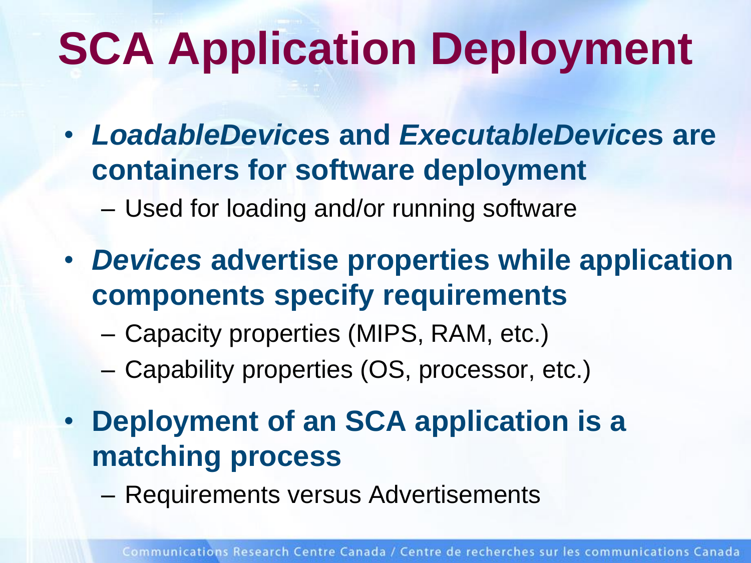# SCA Application Deployment

- ***LoadableDevices* and *ExecutableDevices* are containers for software deployment**
  - Used for loading and/or running software
- ***Devices* advertise properties while application components specify requirements**
  - Capacity properties (MIPS, RAM, etc.)
  - Capability properties (OS, processor, etc.)
- **Deployment of an SCA application is a matching process**
  - Requirements versus Advertisements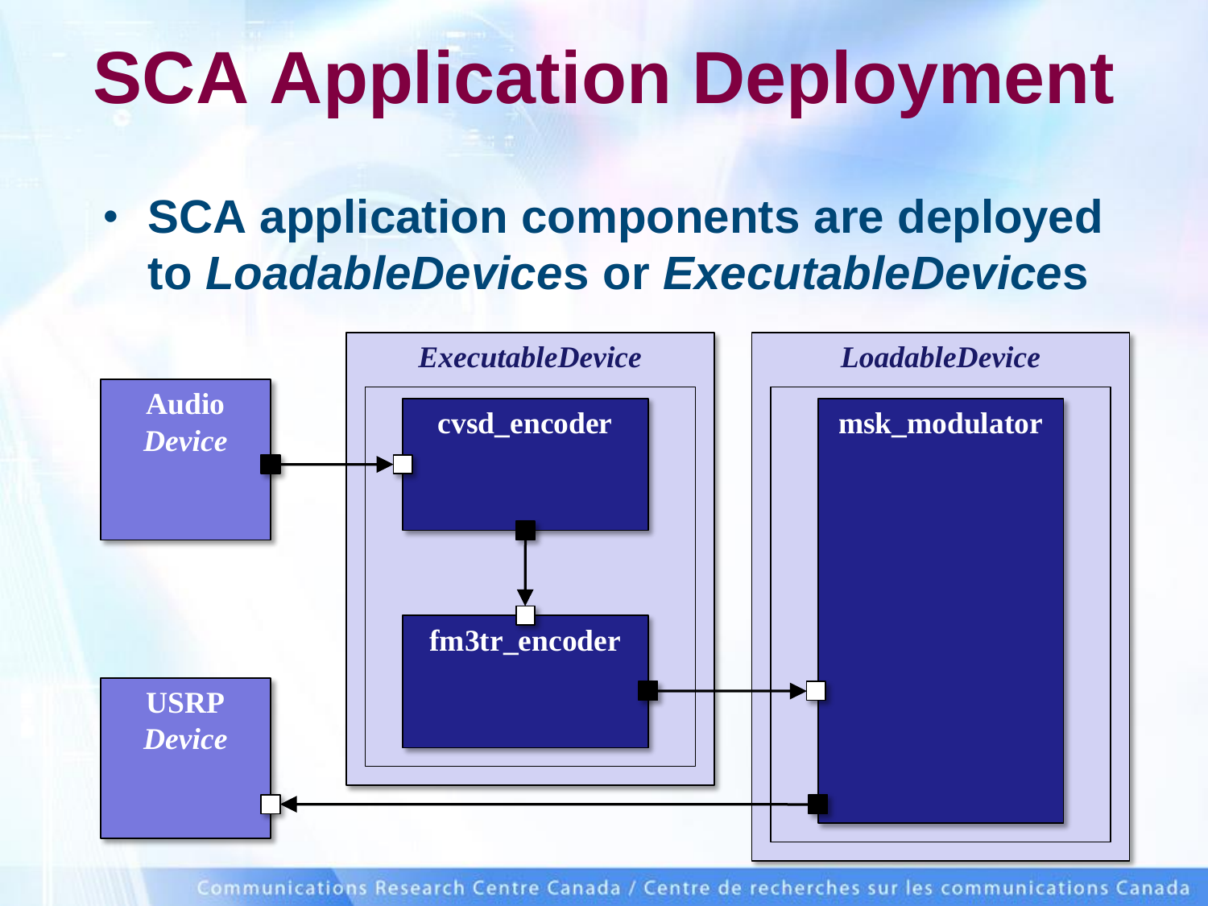# SCA Application Deployment

- SCA application components are deployed to *LoadableDevices* or *ExecutableDevices*

Audio *Device*

*ExecutableDevice*

cvsd_encoder

fm3tr_encoder

*LoadableDevice*

msk_modulator

USRP *Device*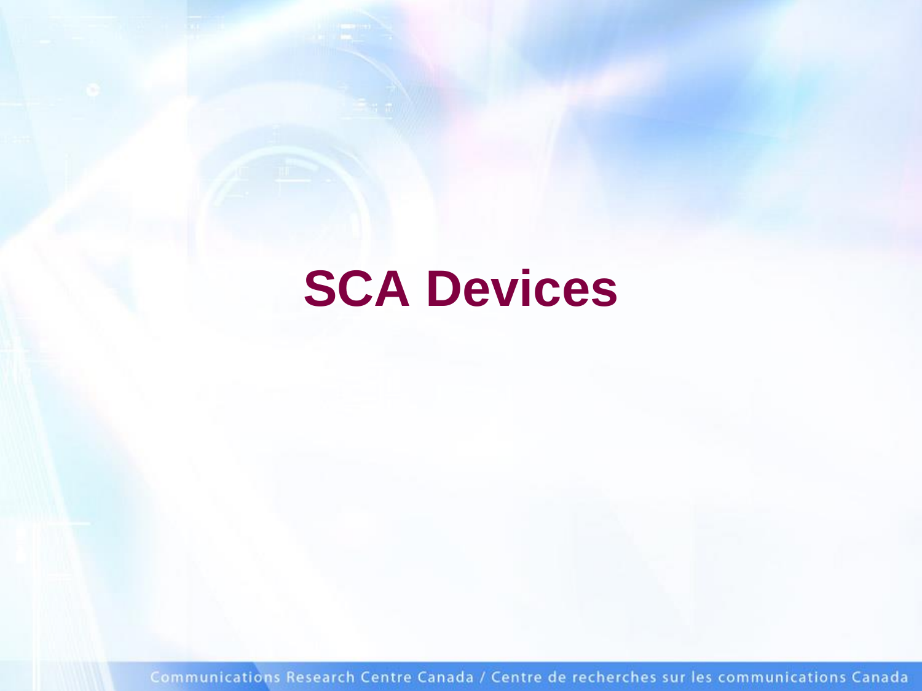# SCA Devices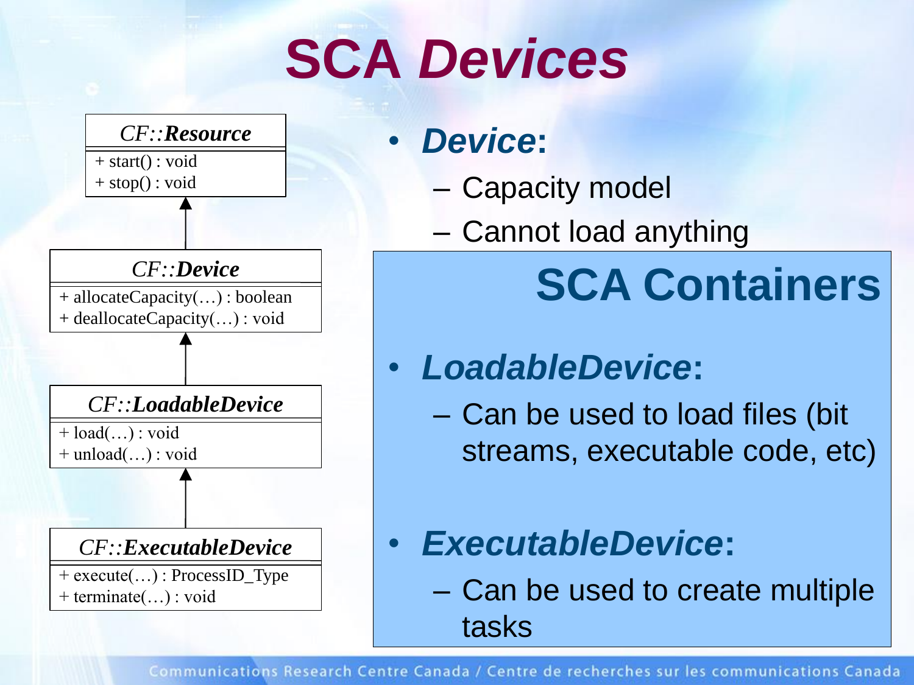# SCA *Devices*

*CF::**Resource***
+ start() : void
+ stop() : void

*CF::**Device***
+ allocateCapacity(…) : boolean
+ deallocateCapacity(…) : void

*CF::**LoadableDevice***
+ load(…) : void
+ unload(…) : void

*CF::**ExecutableDevice***
+ execute(…) : ProcessID_Type
+ terminate(…) : void

- ***Device*:**
  - Capacity model
  - Cannot load anything

## SCA Containers

- ***LoadableDevice*:**
  - Can be used to load files (bit streams, executable code, etc)
- ***ExecutableDevice*:**
  - Can be used to create multiple tasks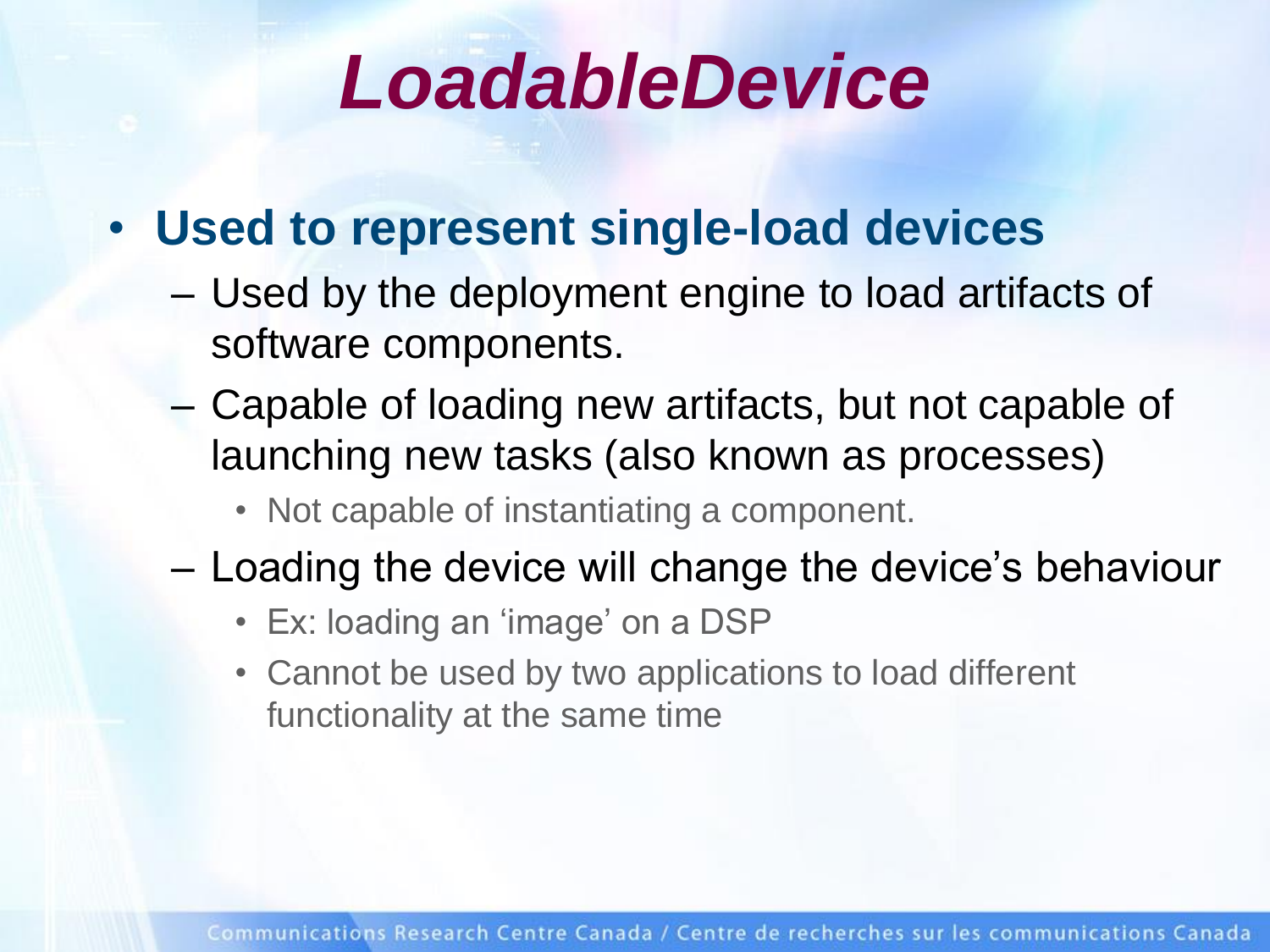# *LoadableDevice*

- **Used to represent single-load devices**
  - Used by the deployment engine to load artifacts of software components.
  - Capable of loading new artifacts, but not capable of launching new tasks (also known as processes)
    - Not capable of instantiating a component.
  - Loading the device will change the device's behaviour
    - Ex: loading an 'image' on a DSP
    - Cannot be used by two applications to load different functionality at the same time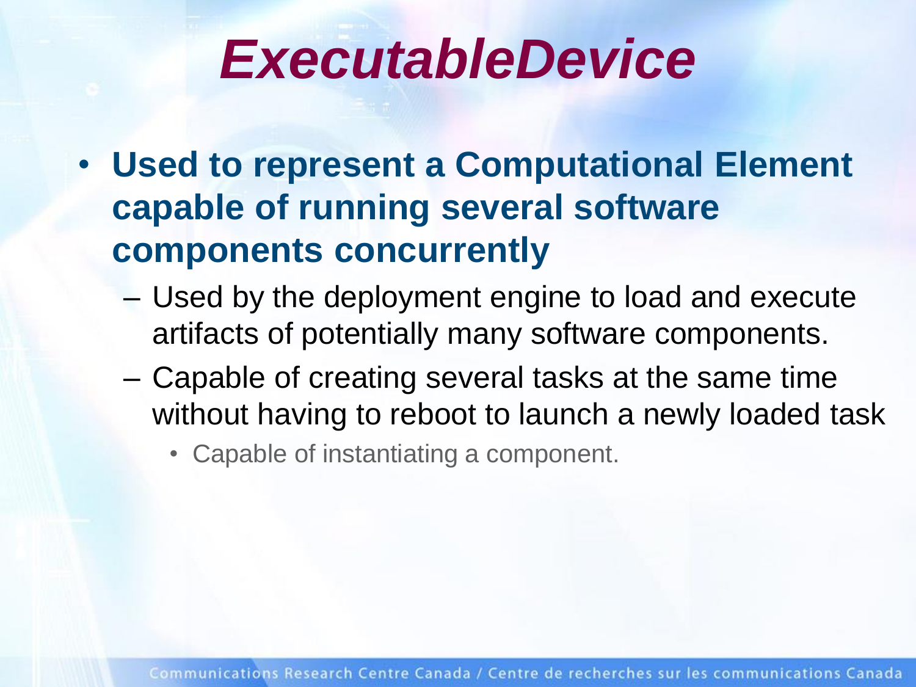# *ExecutableDevice*

- **Used to represent a Computational Element capable of running several software components concurrently**
  - Used by the deployment engine to load and execute artifacts of potentially many software components.
  - Capable of creating several tasks at the same time without having to reboot to launch a newly loaded task
    - Capable of instantiating a component.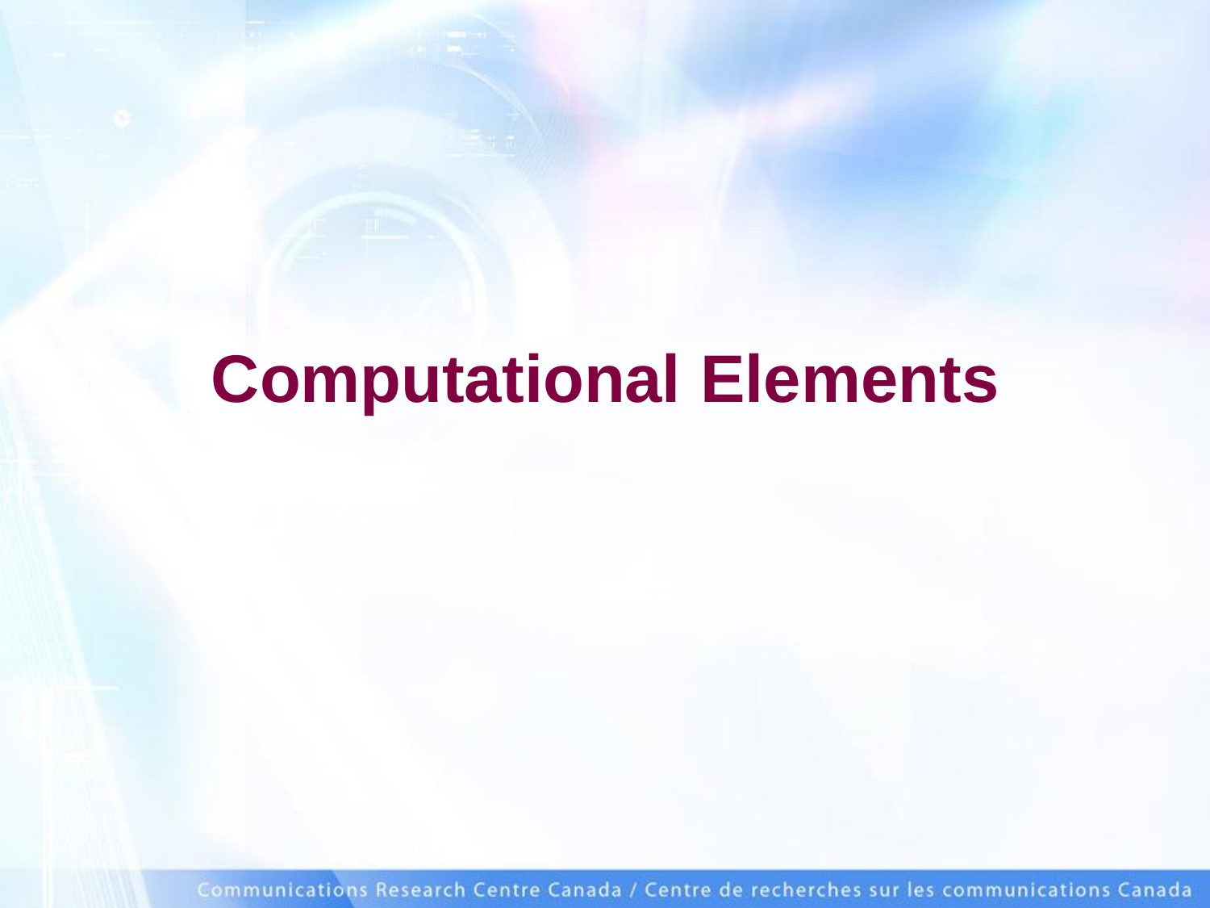# Computational Elements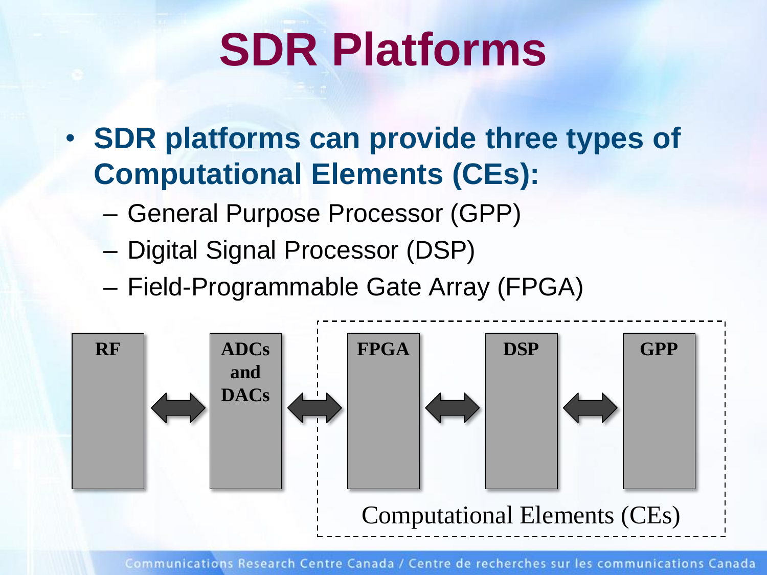# SDR Platforms

- **SDR platforms can provide three types of Computational Elements (CEs):**
  - General Purpose Processor (GPP)
  - Digital Signal Processor (DSP)
  - Field-Programmable Gate Array (FPGA)

**RF** ⇔ **ADCs and DACs** ⇔ **FPGA** ⇔ **DSP** ⇔ **GPP**

Computational Elements (CEs)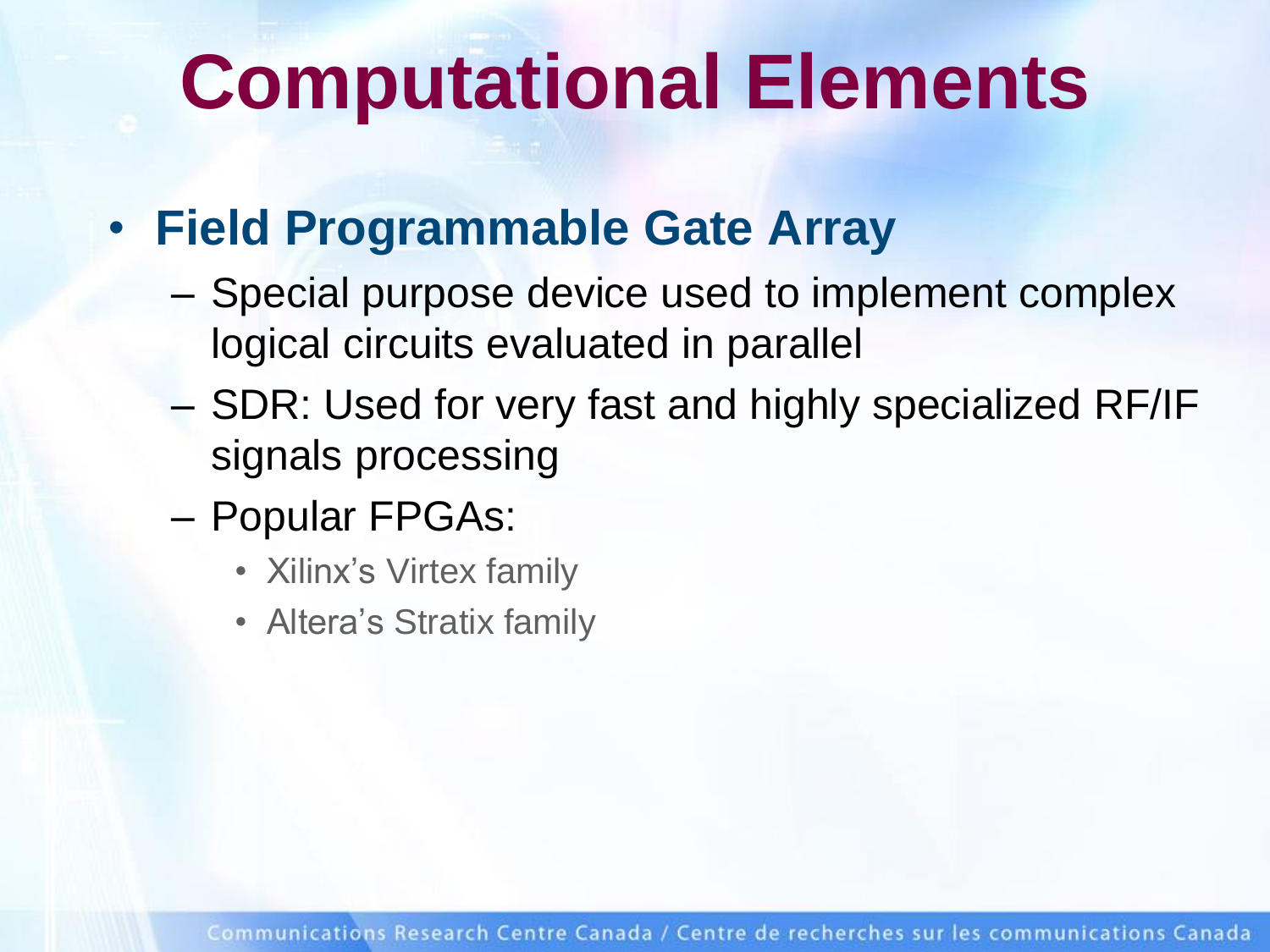# Computational Elements

- **Field Programmable Gate Array**
  - Special purpose device used to implement complex logical circuits evaluated in parallel
  - SDR: Used for very fast and highly specialized RF/IF signals processing
  - Popular FPGAs:
    - Xilinx's Virtex family
    - Altera's Stratix family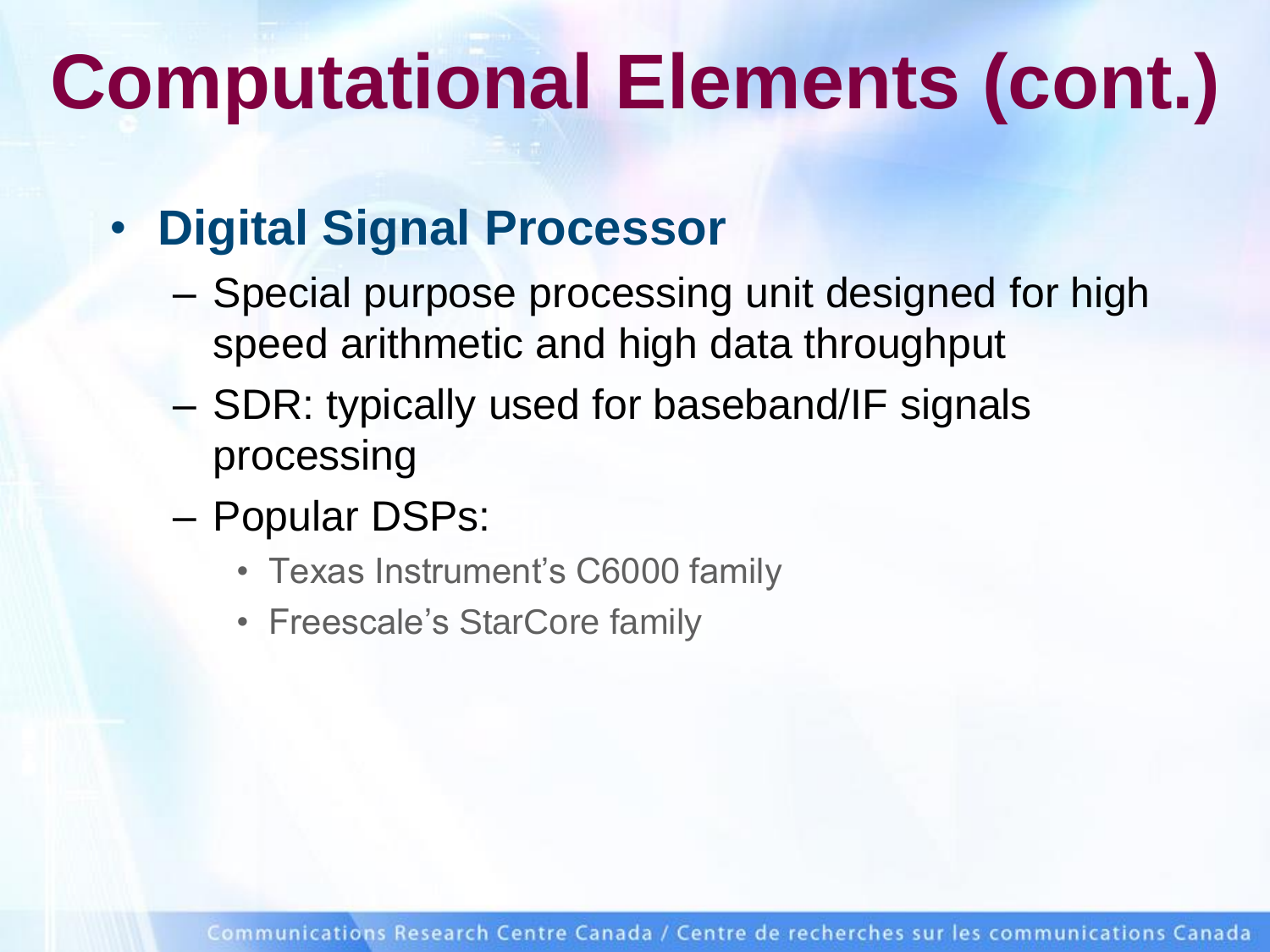# Computational Elements (cont.)

- **Digital Signal Processor**
  - Special purpose processing unit designed for high speed arithmetic and high data throughput
  - SDR: typically used for baseband/IF signals processing
  - Popular DSPs:
    - Texas Instrument's C6000 family
    - Freescale's StarCore family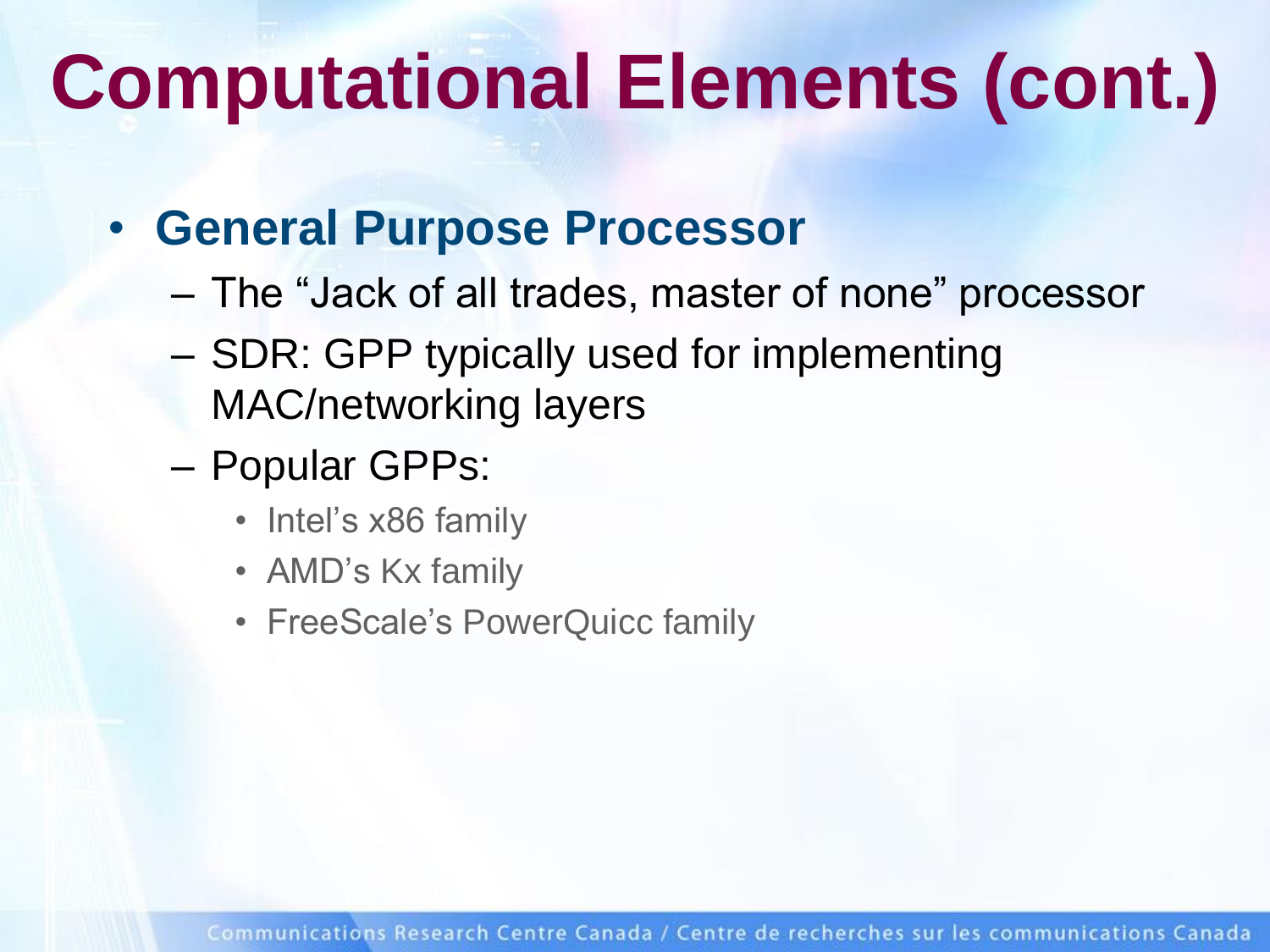# Computational Elements (cont.)

- **General Purpose Processor**
  - The “Jack of all trades, master of none” processor
  - SDR: GPP typically used for implementing MAC/networking layers
  - Popular GPPs:
    - Intel’s x86 family
    - AMD’s Kx family
    - FreeScale’s PowerQuicc family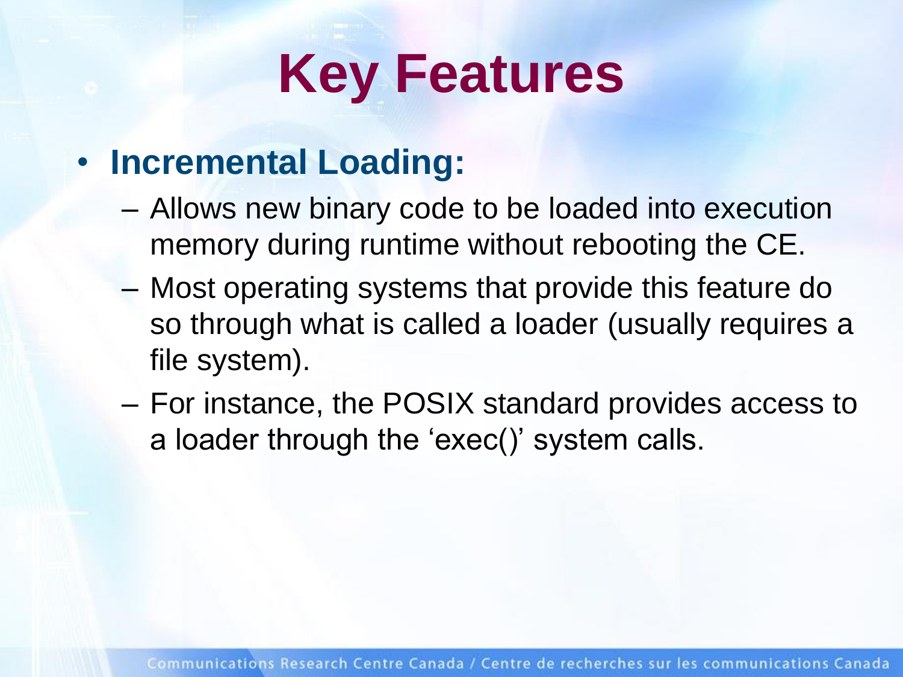# Key Features

- **Incremental Loading:**
  - Allows new binary code to be loaded into execution memory during runtime without rebooting the CE.
  - Most operating systems that provide this feature do so through what is called a loader (usually requires a file system).
  - For instance, the POSIX standard provides access to a loader through the 'exec()' system calls.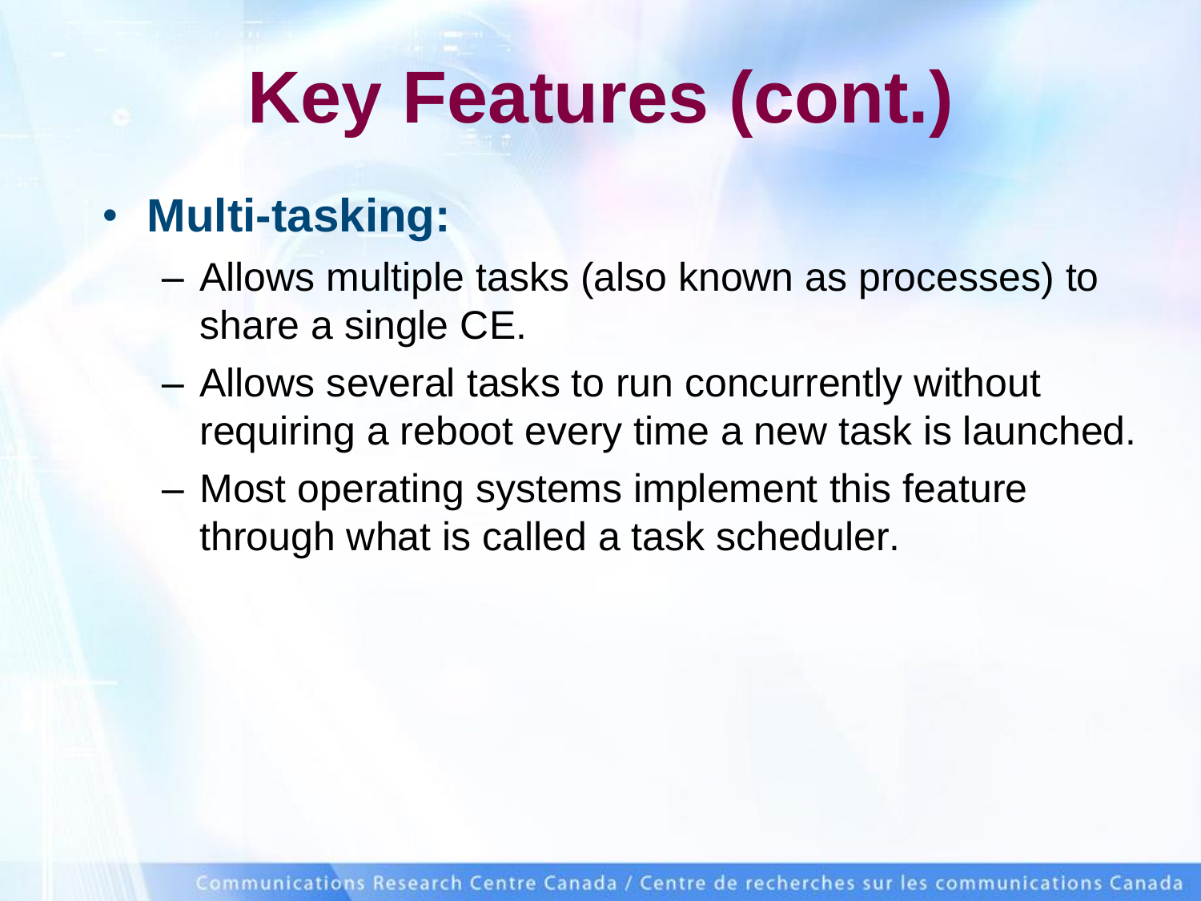# Key Features (cont.)

- **Multi-tasking:**
  - Allows multiple tasks (also known as processes) to share a single CE.
  - Allows several tasks to run concurrently without requiring a reboot every time a new task is launched.
  - Most operating systems implement this feature through what is called a task scheduler.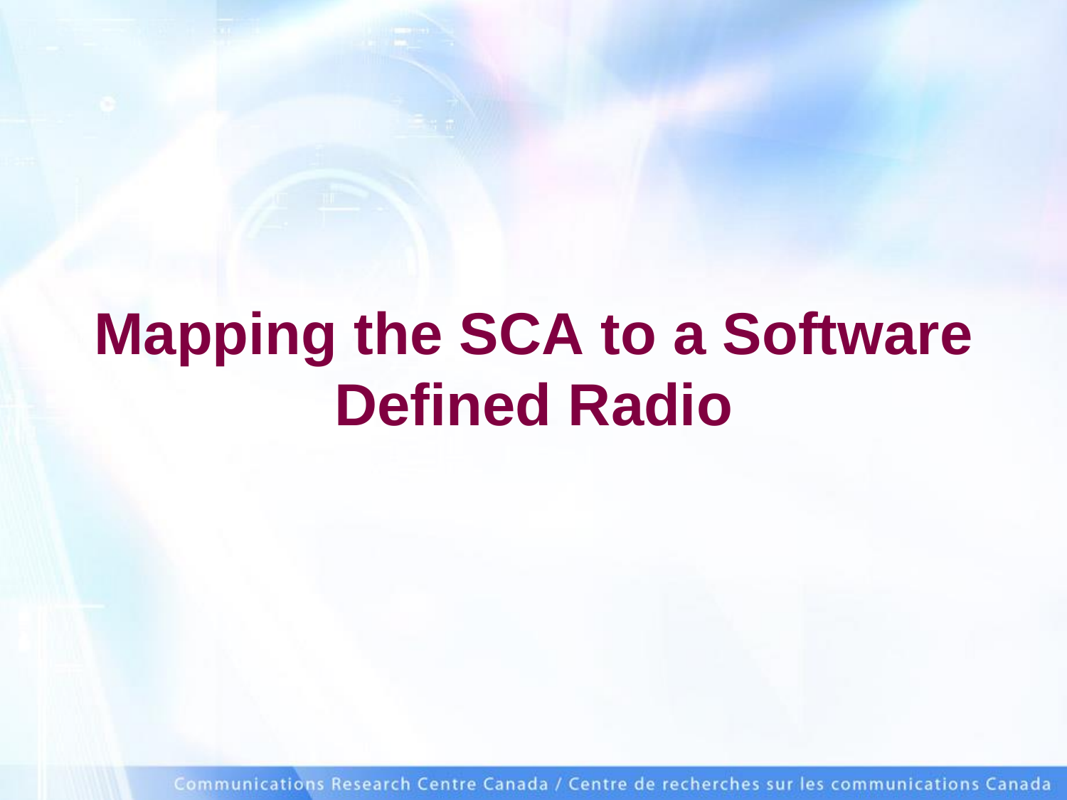# Mapping the SCA to a Software Defined Radio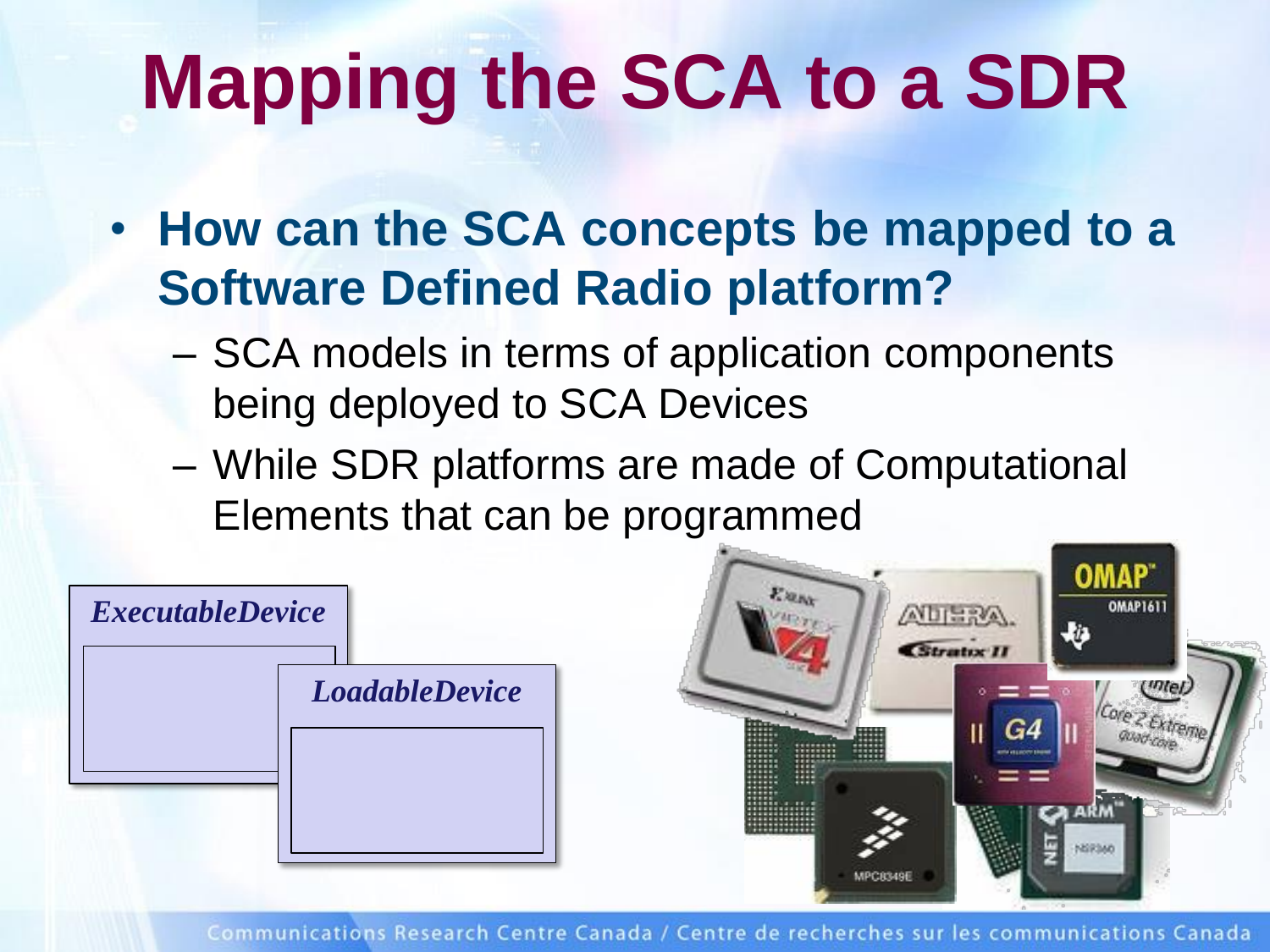# Mapping the SCA to a SDR

- **How can the SCA concepts be mapped to a Software Defined Radio platform?**
  - SCA models in terms of application components being deployed to SCA Devices
  - While SDR platforms are made of Computational Elements that can be programmed

*ExecutableDevice*

*LoadableDevice*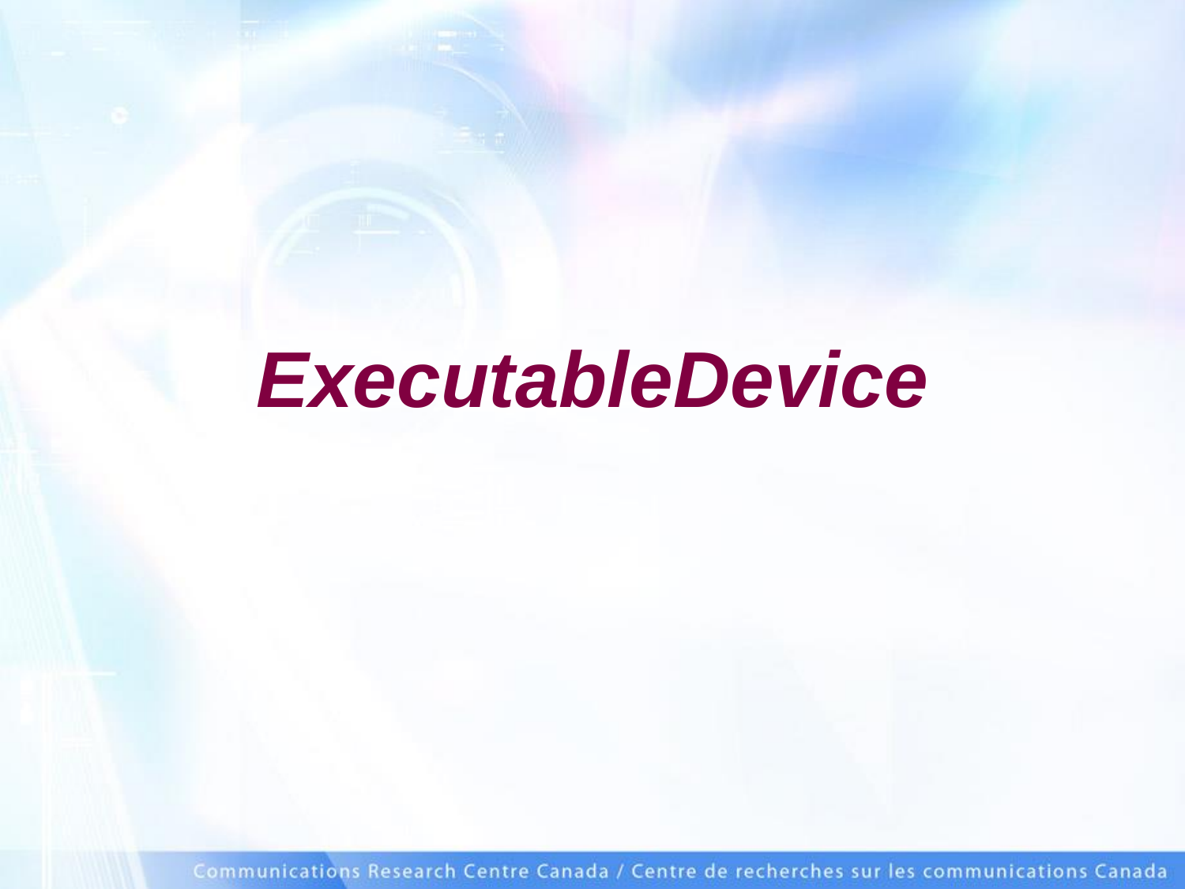# *ExecutableDevice*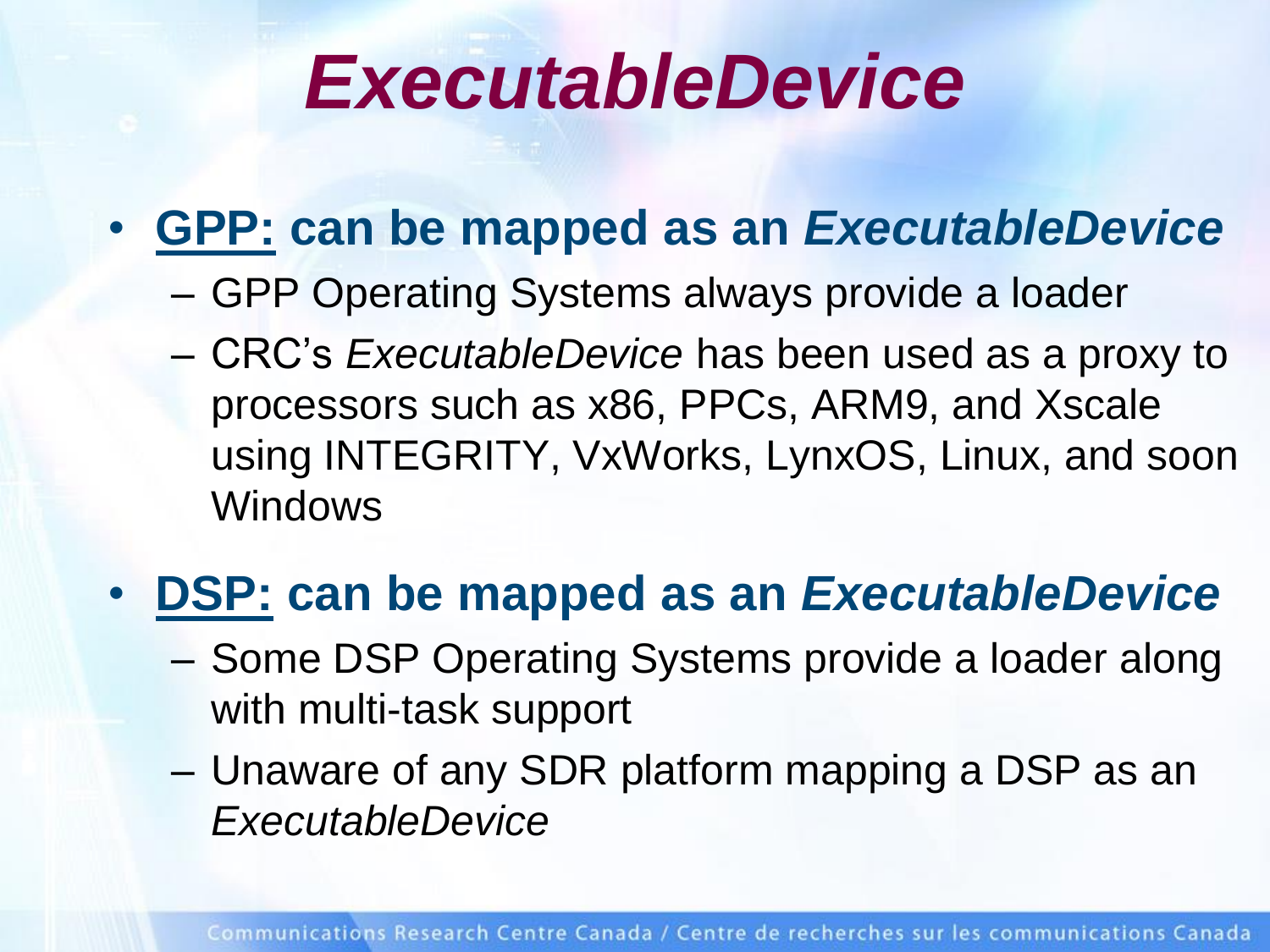# *ExecutableDevice*

- **GPP: can be mapped as an *ExecutableDevice***
  - GPP Operating Systems always provide a loader
  - CRC's *ExecutableDevice* has been used as a proxy to processors such as x86, PPCs, ARM9, and Xscale using INTEGRITY, VxWorks, LynxOS, Linux, and soon Windows
- **DSP: can be mapped as an *ExecutableDevice***
  - Some DSP Operating Systems provide a loader along with multi-task support
  - Unaware of any SDR platform mapping a DSP as an *ExecutableDevice*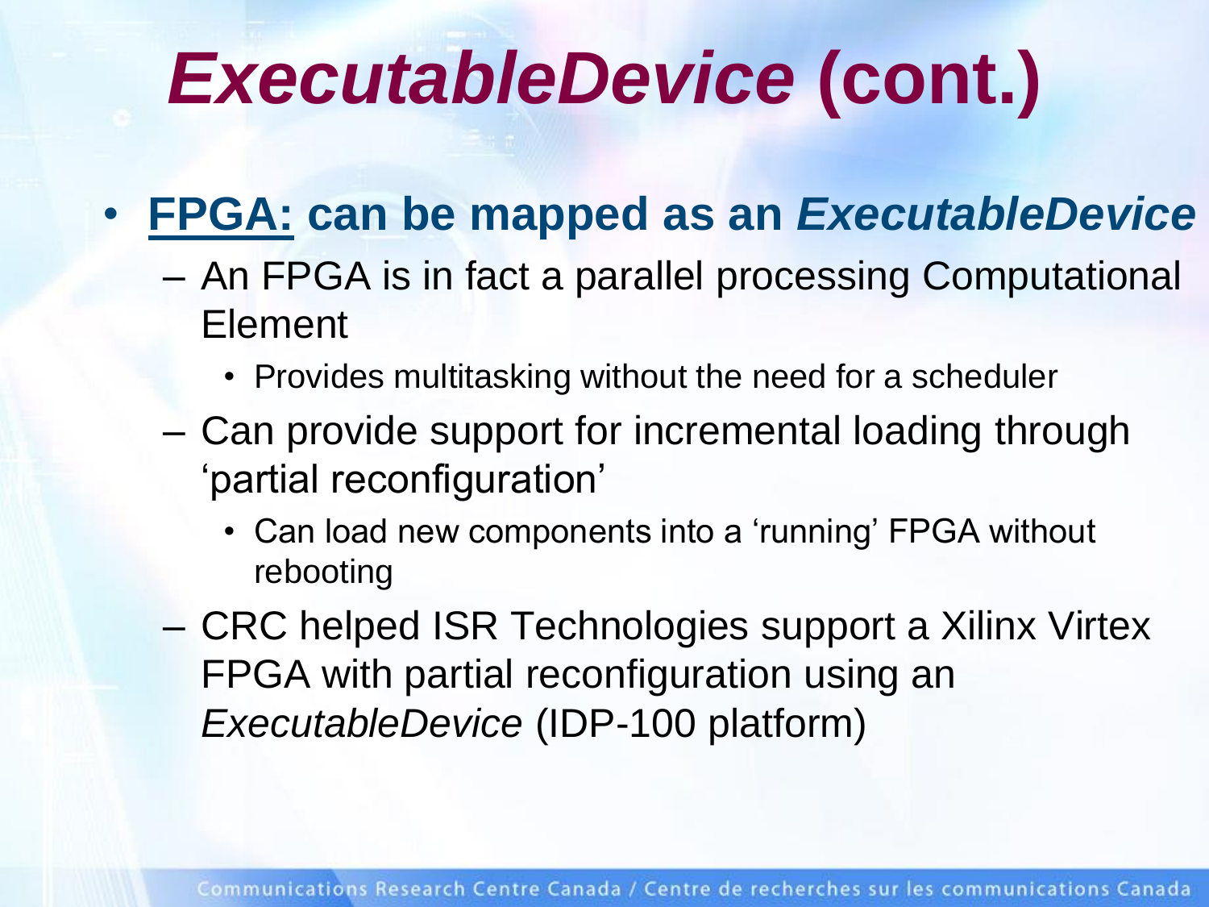# *ExecutableDevice* (cont.)

- **FPGA: can be mapped as an *ExecutableDevice***
  - An FPGA is in fact a parallel processing Computational Element
    - Provides multitasking without the need for a scheduler
  - Can provide support for incremental loading through 'partial reconfiguration'
    - Can load new components into a 'running' FPGA without rebooting
  - CRC helped ISR Technologies support a Xilinx Virtex FPGA with partial reconfiguration using an *ExecutableDevice* (IDP-100 platform)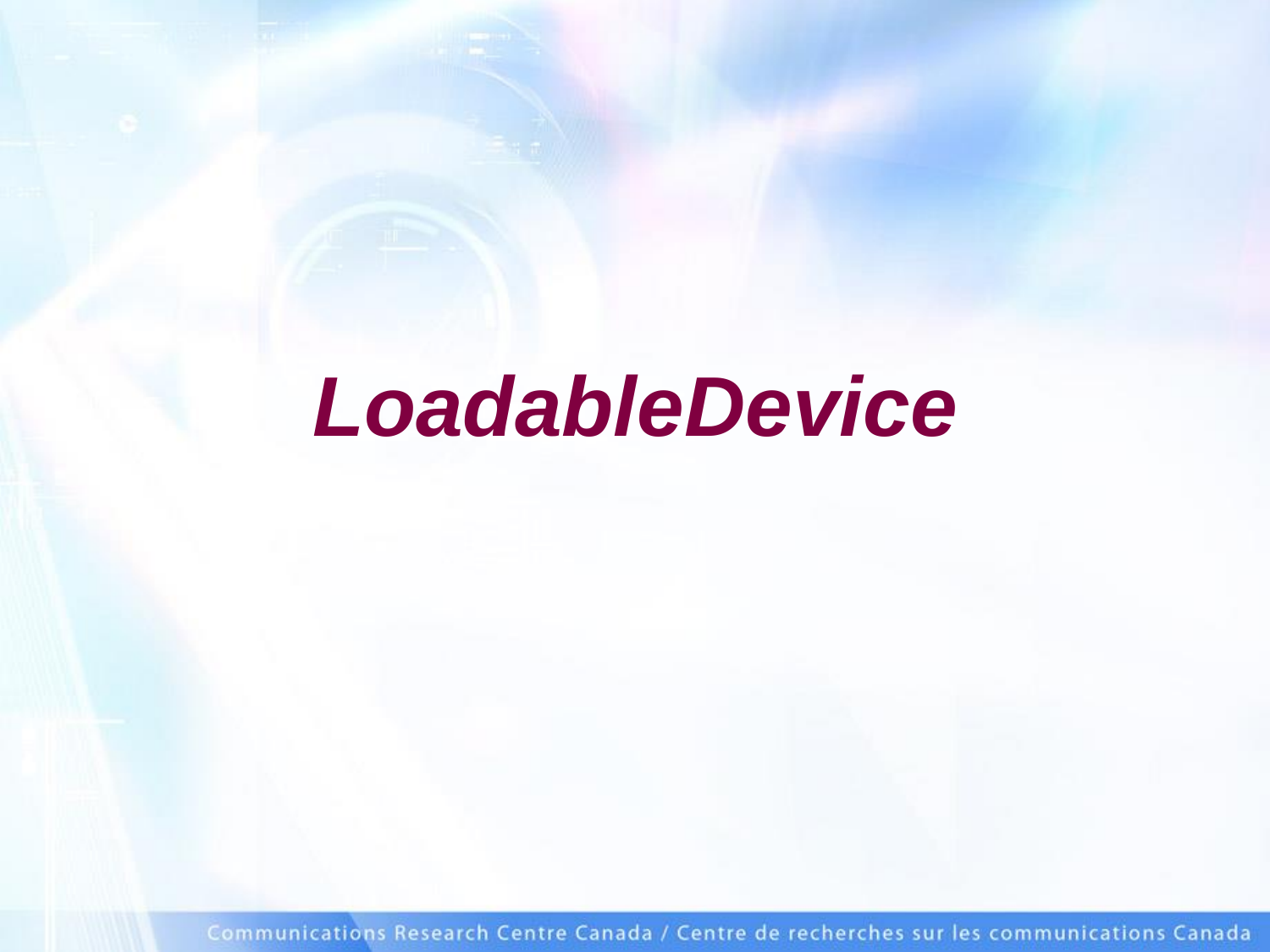# ***LoadableDevice***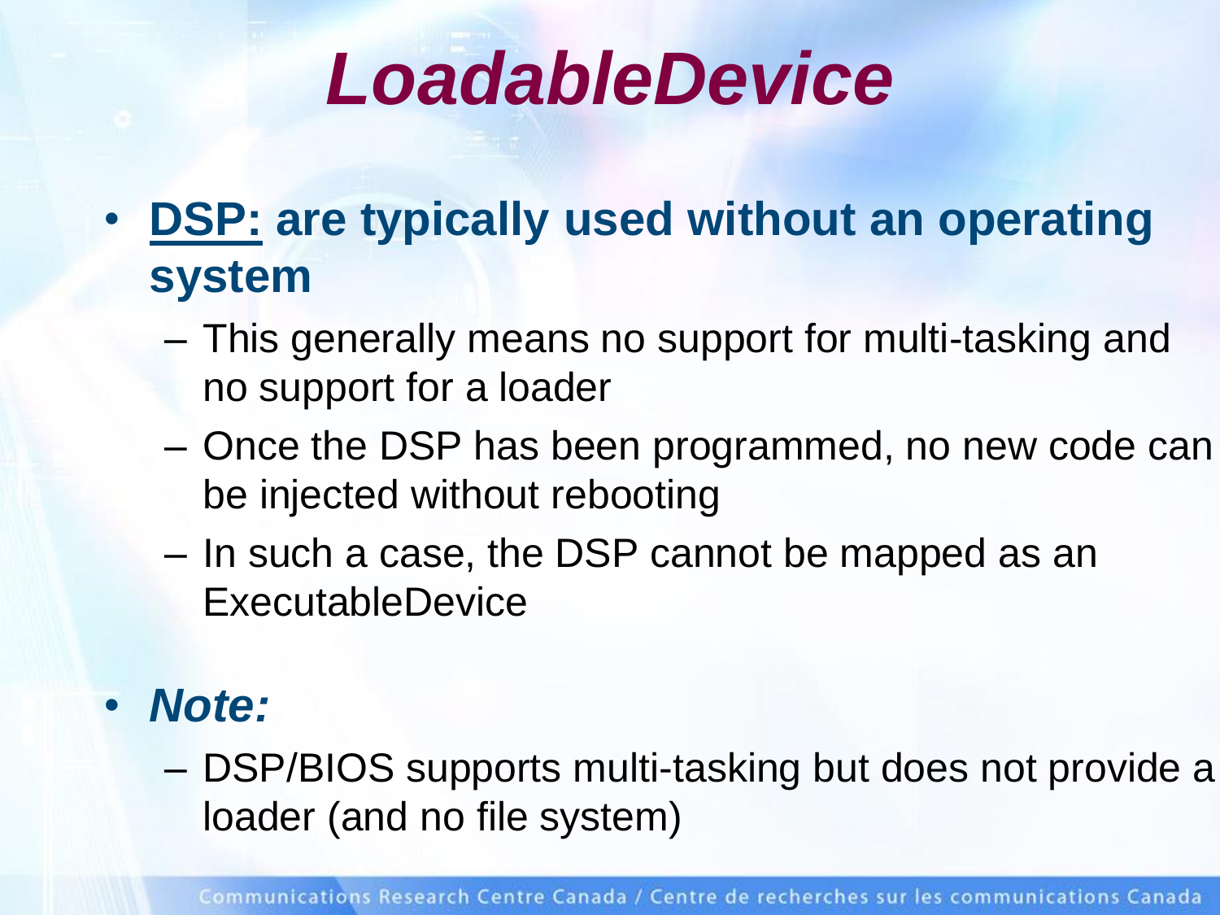# *LoadableDevice*

- **DSP: are typically used without an operating system**
  - This generally means no support for multi-tasking and no support for a loader
  - Once the DSP has been programmed, no new code can be injected without rebooting
  - In such a case, the DSP cannot be mapped as an ExecutableDevice

- ***Note:***
  - DSP/BIOS supports multi-tasking but does not provide a loader (and no file system)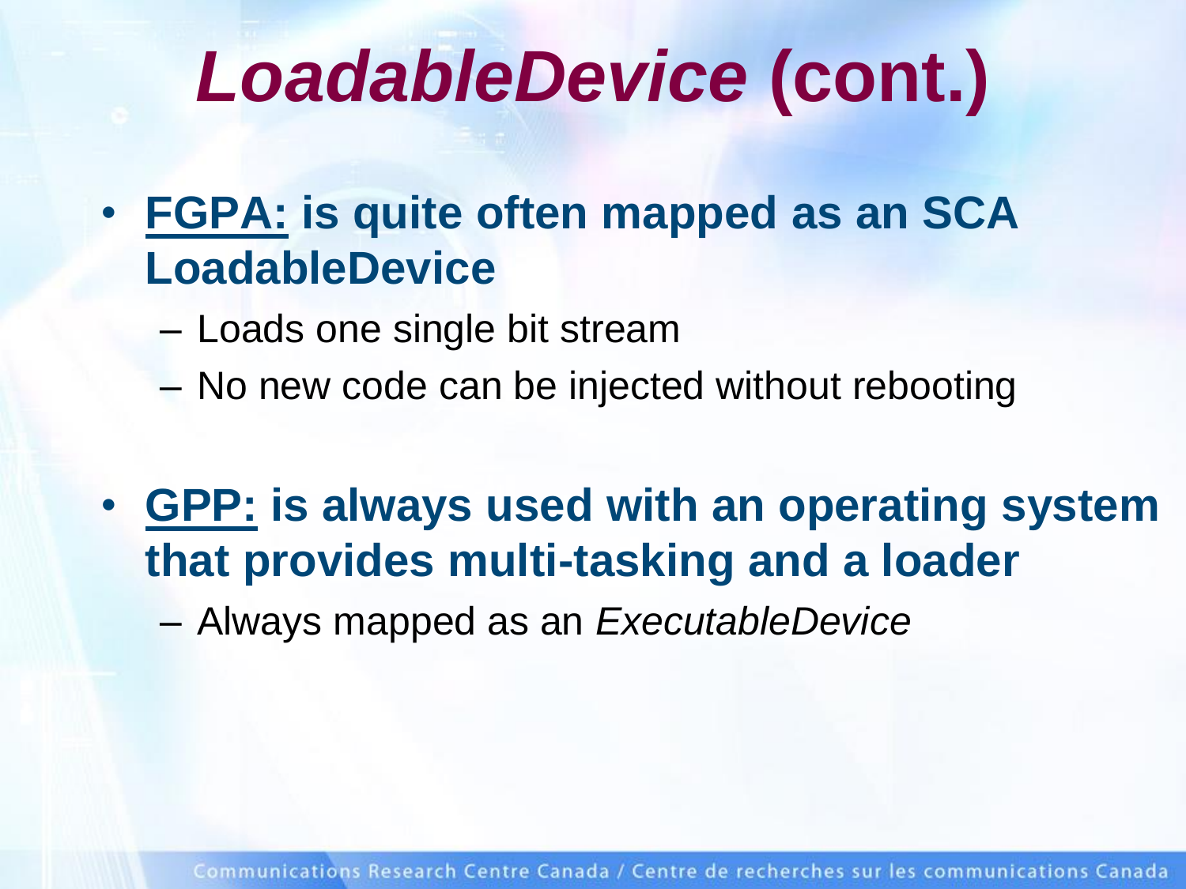# *LoadableDevice* (cont.)

- **FGPA: is quite often mapped as an SCA LoadableDevice**
  - Loads one single bit stream
  - No new code can be injected without rebooting

- **GPP: is always used with an operating system that provides multi-tasking and a loader**
  - Always mapped as an *ExecutableDevice*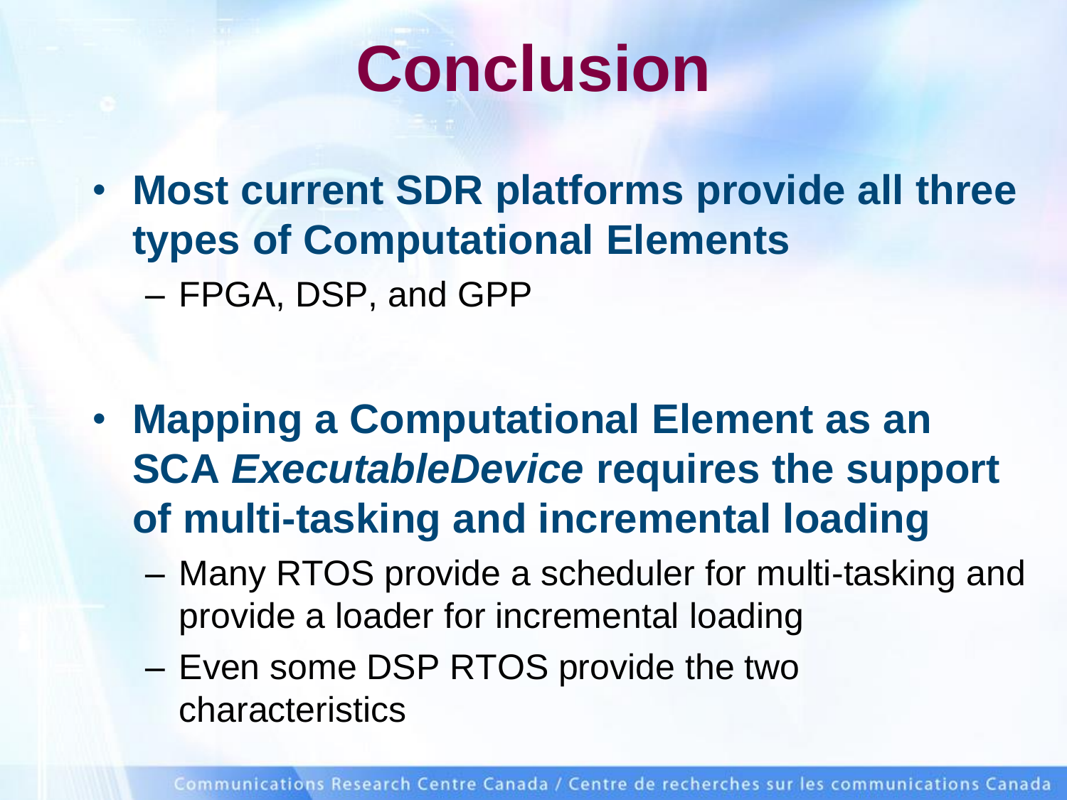# Conclusion

- **Most current SDR platforms provide all three types of Computational Elements**
  - FPGA, DSP, and GPP

- **Mapping a Computational Element as an SCA *ExecutableDevice* requires the support of multi-tasking and incremental loading**
  - Many RTOS provide a scheduler for multi-tasking and provide a loader for incremental loading
  - Even some DSP RTOS provide the two characteristics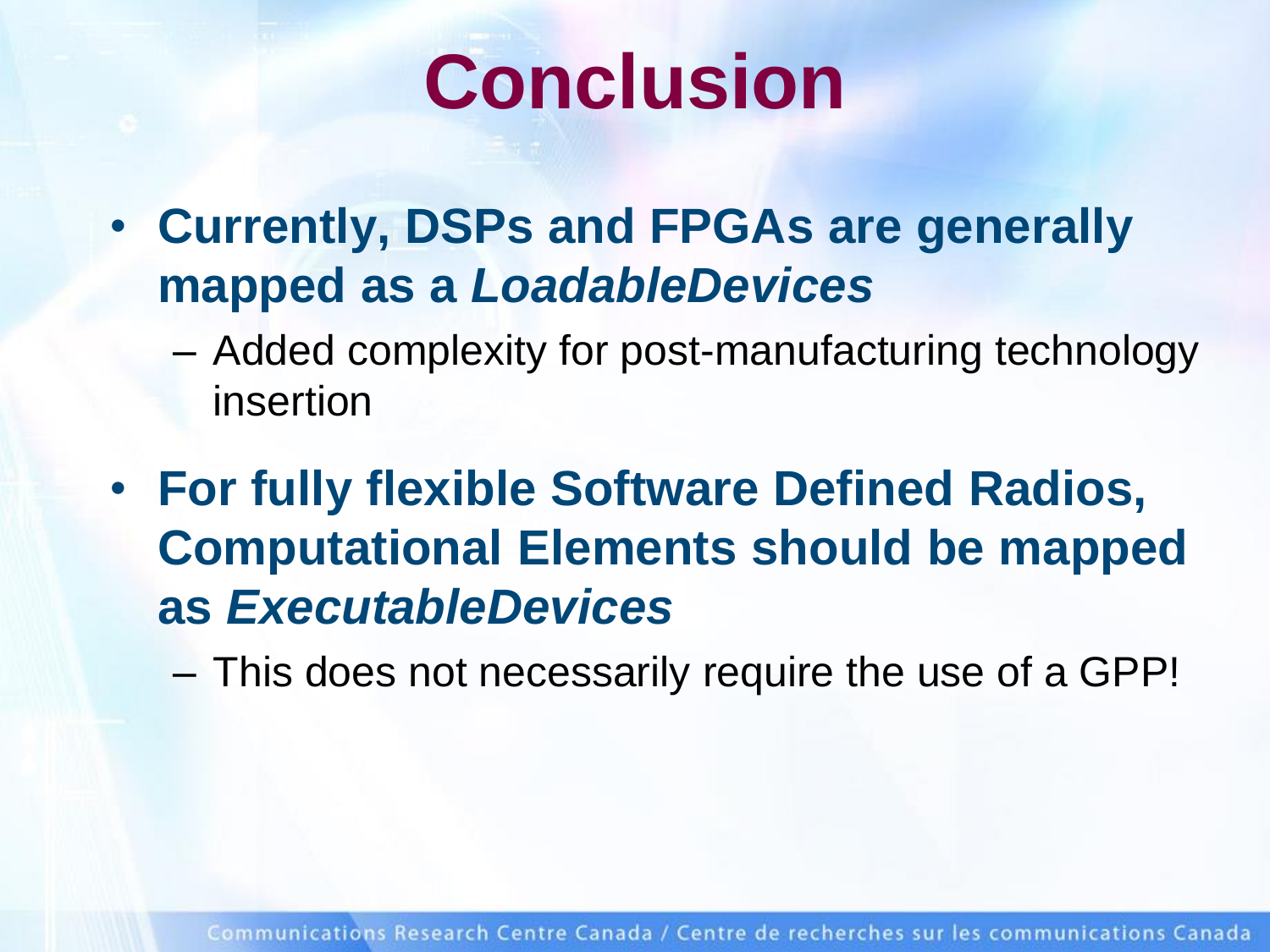# Conclusion

- **Currently, DSPs and FPGAs are generally mapped as a *LoadableDevices***
  - Added complexity for post-manufacturing technology insertion
- **For fully flexible Software Defined Radios, Computational Elements should be mapped as *ExecutableDevices***
  - This does not necessarily require the use of a GPP!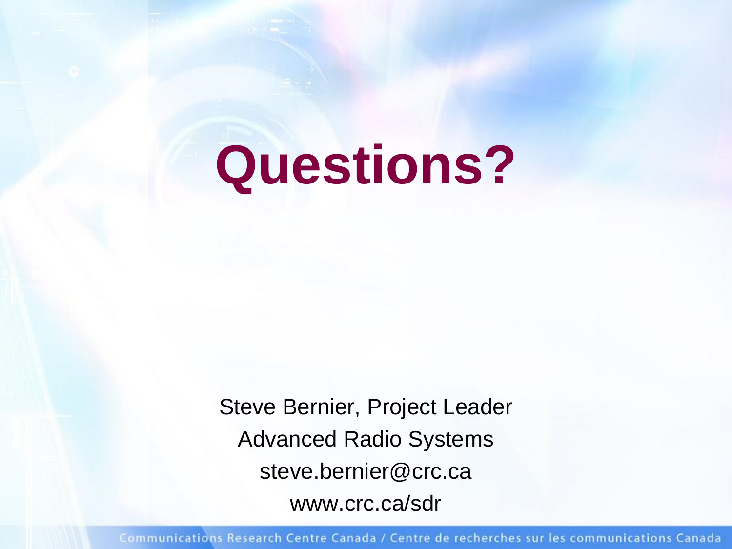# Questions?

Steve Bernier, Project Leader

Advanced Radio Systems

steve.bernier@crc.ca

www.crc.ca/sdr